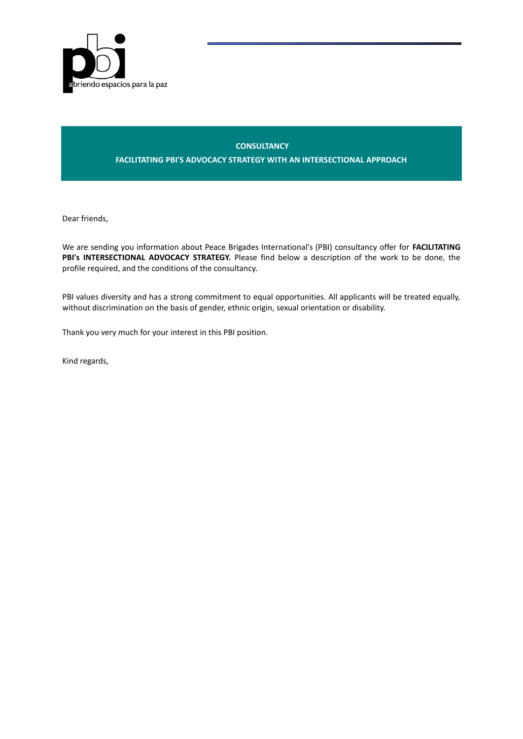pbi

abriendo espacios para la paz

# CONSULTANCY

## FACILITATING PBI'S ADVOCACY STRATEGY WITH AN INTERSECTIONAL APPROACH

Dear friends,

We are sending you information about Peace Brigades International's (PBI) consultancy offer for **FACILITATING PBI's INTERSECTIONAL ADVOCACY STRATEGY.** Please find below a description of the work to be done, the profile required, and the conditions of the consultancy.

PBI values diversity and has a strong commitment to equal opportunities. All applicants will be treated equally, without discrimination on the basis of gender, ethnic origin, sexual orientation or disability.

Thank you very much for your interest in this PBI position.

Kind regards,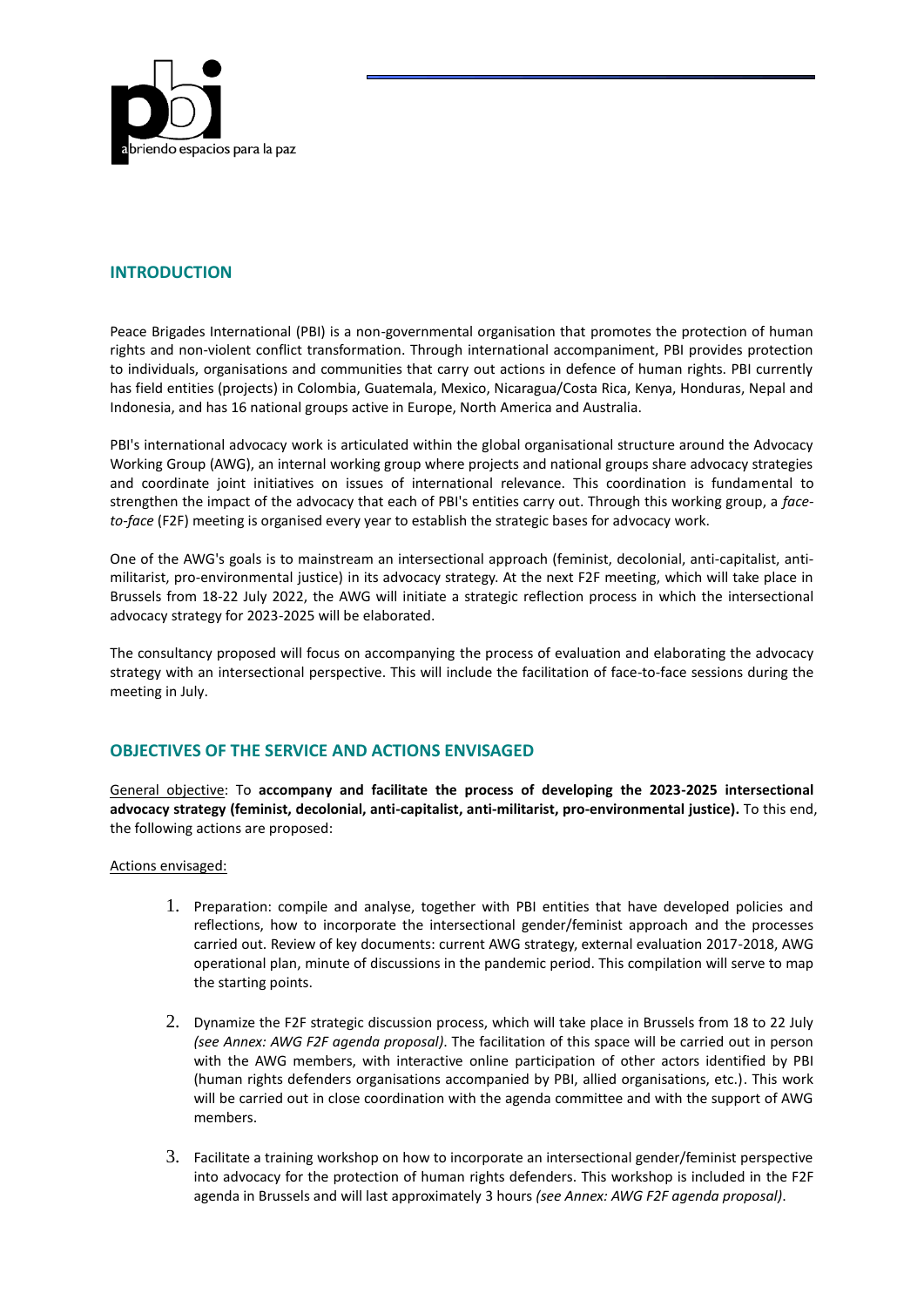## INTRODUCTION

Peace Brigades International (PBI) is a non-governmental organisation that promotes the protection of human rights and non-violent conflict transformation. Through international accompaniment, PBI provides protection to individuals, organisations and communities that carry out actions in defence of human rights. PBI currently has field entities (projects) in Colombia, Guatemala, Mexico, Nicaragua/Costa Rica, Kenya, Honduras, Nepal and Indonesia, and has 16 national groups active in Europe, North America and Australia.

PBI's international advocacy work is articulated within the global organisational structure around the Advocacy Working Group (AWG), an internal working group where projects and national groups share advocacy strategies and coordinate joint initiatives on issues of international relevance. This coordination is fundamental to strengthen the impact of the advocacy that each of PBI's entities carry out. Through this working group, a *face-to-face* (F2F) meeting is organised every year to establish the strategic bases for advocacy work.

One of the AWG's goals is to mainstream an intersectional approach (feminist, decolonial, anti-capitalist, anti-militarist, pro-environmental justice) in its advocacy strategy. At the next F2F meeting, which will take place in Brussels from 18-22 July 2022, the AWG will initiate a strategic reflection process in which the intersectional advocacy strategy for 2023-2025 will be elaborated.

The consultancy proposed will focus on accompanying the process of evaluation and elaborating the advocacy strategy with an intersectional perspective. This will include the facilitation of face-to-face sessions during the meeting in July.

## OBJECTIVES OF THE SERVICE AND ACTIONS ENVISAGED

General objective: To **accompany and facilitate the process of developing the 2023-2025 intersectional advocacy strategy (feminist, decolonial, anti-capitalist, anti-militarist, pro-environmental justice).** To this end, the following actions are proposed:

Actions envisaged:

1. Preparation: compile and analyse, together with PBI entities that have developed policies and reflections, how to incorporate the intersectional gender/feminist approach and the processes carried out. Review of key documents: current AWG strategy, external evaluation 2017-2018, AWG operational plan, minute of discussions in the pandemic period. This compilation will serve to map the starting points.

2. Dynamize the F2F strategic discussion process, which will take place in Brussels from 18 to 22 July *(see Annex: AWG F2F agenda proposal)*. The facilitation of this space will be carried out in person with the AWG members, with interactive online participation of other actors identified by PBI (human rights defenders organisations accompanied by PBI, allied organisations, etc.). This work will be carried out in close coordination with the agenda committee and with the support of AWG members.

3. Facilitate a training workshop on how to incorporate an intersectional gender/feminist perspective into advocacy for the protection of human rights defenders. This workshop is included in the F2F agenda in Brussels and will last approximately 3 hours *(see Annex: AWG F2F agenda proposal)*.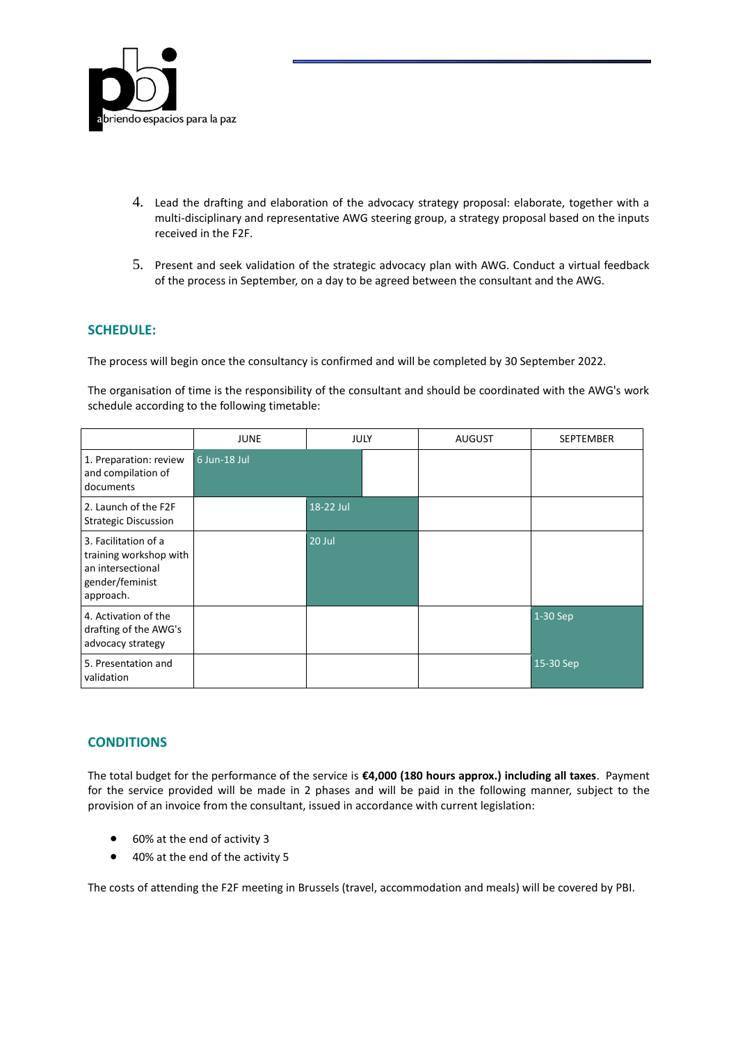4. Lead the drafting and elaboration of the advocacy strategy proposal: elaborate, together with a multi-disciplinary and representative AWG steering group, a strategy proposal based on the inputs received in the F2F.

5. Present and seek validation of the strategic advocacy plan with AWG. Conduct a virtual feedback of the process in September, on a day to be agreed between the consultant and the AWG.

## SCHEDULE:

The process will begin once the consultancy is confirmed and will be completed by 30 September 2022.

The organisation of time is the responsibility of the consultant and should be coordinated with the AWG's work schedule according to the following timetable:

| | JUNE | JULY | AUGUST | SEPTEMBER |
|---|---|---|---|---|
| 1. Preparation: review and compilation of documents | 6 Jun-18 Jul | | | |
| 2. Launch of the F2F Strategic Discussion | | 18-22 Jul | | |
| 3. Facilitation of a training workshop with an intersectional gender/feminist approach. | | 20 Jul | | |
| 4. Activation of the drafting of the AWG's advocacy strategy | | | | 1-30 Sep |
| 5. Presentation and validation | | | | 15-30 Sep |

## CONDITIONS

The total budget for the performance of the service is **€4,000 (180 hours approx.) including all taxes**. Payment for the service provided will be made in 2 phases and will be paid in the following manner, subject to the provision of an invoice from the consultant, issued in accordance with current legislation:

- 60% at the end of activity 3
- 40% at the end of the activity 5

The costs of attending the F2F meeting in Brussels (travel, accommodation and meals) will be covered by PBI.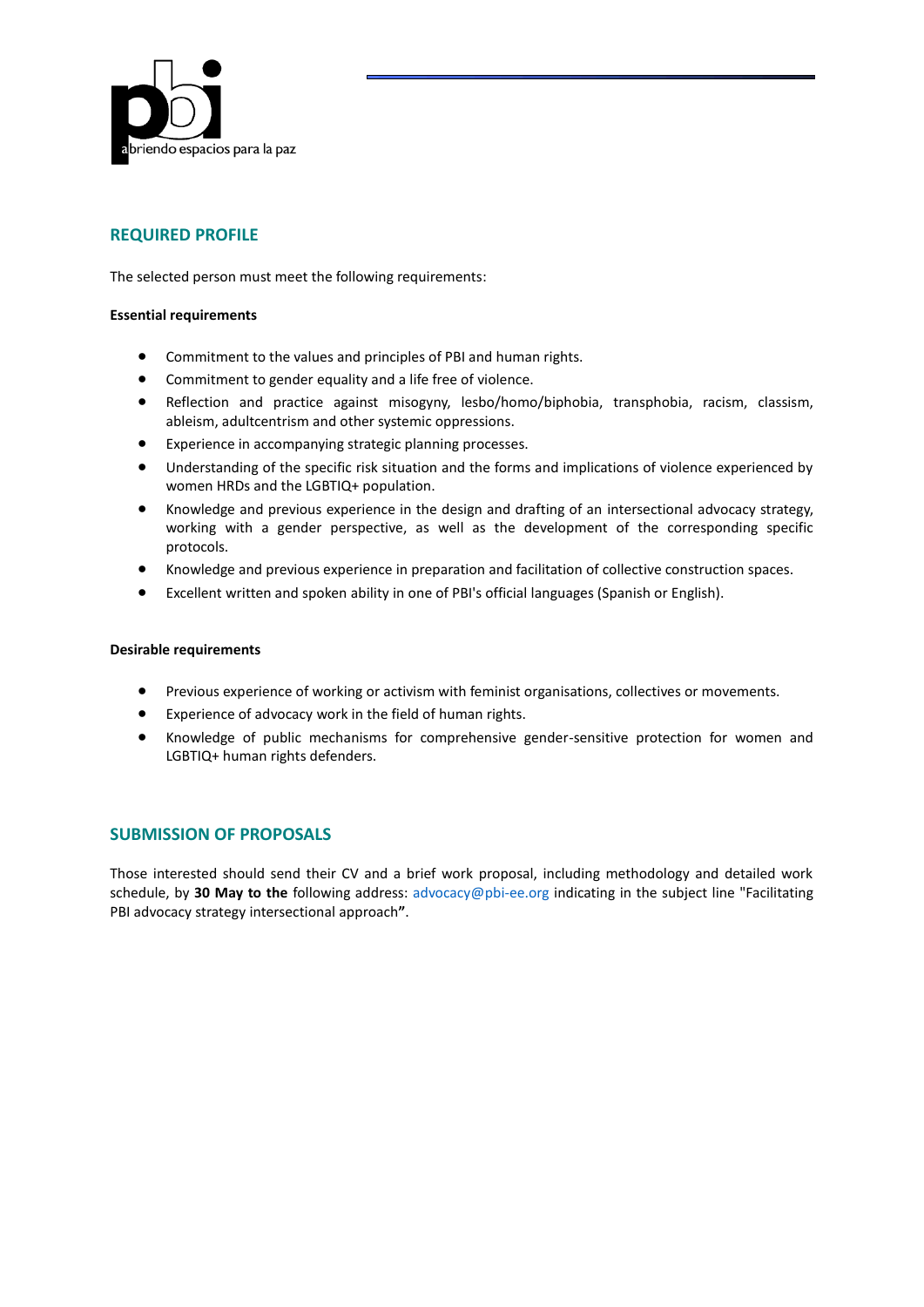## REQUIRED PROFILE

The selected person must meet the following requirements:

**Essential requirements**

- Commitment to the values and principles of PBI and human rights.
- Commitment to gender equality and a life free of violence.
- Reflection and practice against misogyny, lesbo/homo/biphobia, transphobia, racism, classism, ableism, adultcentrism and other systemic oppressions.
- Experience in accompanying strategic planning processes.
- Understanding of the specific risk situation and the forms and implications of violence experienced by women HRDs and the LGBTIQ+ population.
- Knowledge and previous experience in the design and drafting of an intersectional advocacy strategy, working with a gender perspective, as well as the development of the corresponding specific protocols.
- Knowledge and previous experience in preparation and facilitation of collective construction spaces.
- Excellent written and spoken ability in one of PBI's official languages (Spanish or English).

**Desirable requirements**

- Previous experience of working or activism with feminist organisations, collectives or movements.
- Experience of advocacy work in the field of human rights.
- Knowledge of public mechanisms for comprehensive gender-sensitive protection for women and LGBTIQ+ human rights defenders.

## SUBMISSION OF PROPOSALS

Those interested should send their CV and a brief work proposal, including methodology and detailed work schedule, by **30 May to the** following address: advocacy@pbi-ee.org indicating in the subject line "Facilitating PBI advocacy strategy intersectional approach**"**.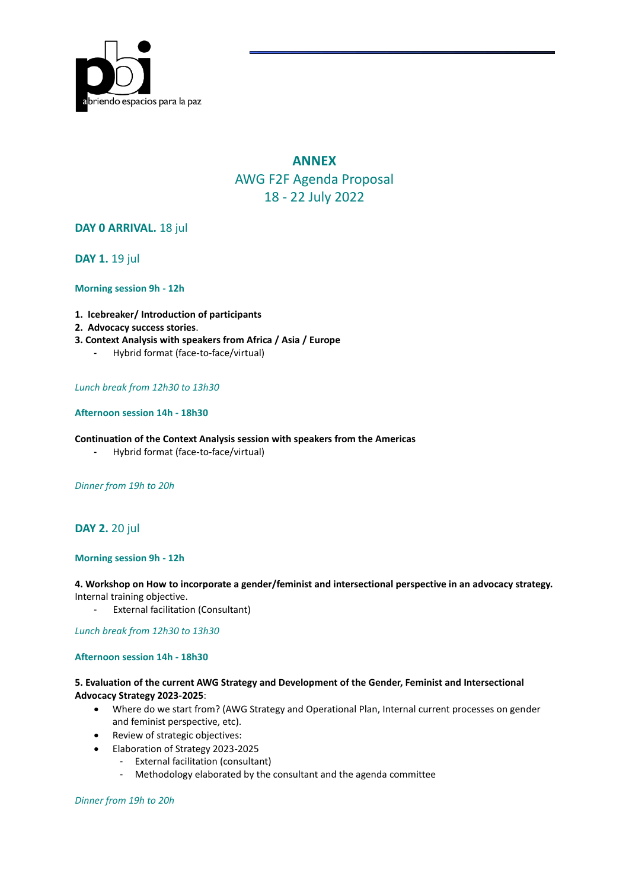# ANNEX

## AWG F2F Agenda Proposal
## 18 - 22 July 2022

### DAY 0 ARRIVAL. 18 jul

### DAY 1. 19 jul

**Morning session 9h - 12h**

1. **Icebreaker/ Introduction of participants**
2. **Advocacy success stories**.
3. **Context Analysis with speakers from Africa / Asia / Europe**
   - Hybrid format (face-to-face/virtual)

*Lunch break from 12h30 to 13h30*

**Afternoon session 14h - 18h30**

**Continuation of the Context Analysis session with speakers from the Americas**

- Hybrid format (face-to-face/virtual)

*Dinner from 19h to 20h*

### DAY 2. 20 jul

**Morning session 9h - 12h**

**4. Workshop on How to incorporate a gender/feminist and intersectional perspective in an advocacy strategy.** Internal training objective.

- External facilitation (Consultant)

*Lunch break from 12h30 to 13h30*

**Afternoon session 14h - 18h30**

**5. Evaluation of the current AWG Strategy and Development of the Gender, Feminist and Intersectional Advocacy Strategy 2023-2025**:

- Where do we start from? (AWG Strategy and Operational Plan, Internal current processes on gender and feminist perspective, etc).
- Review of strategic objectives:
- Elaboration of Strategy 2023-2025
  - External facilitation (consultant)
  - Methodology elaborated by the consultant and the agenda committee

*Dinner from 19h to 20h*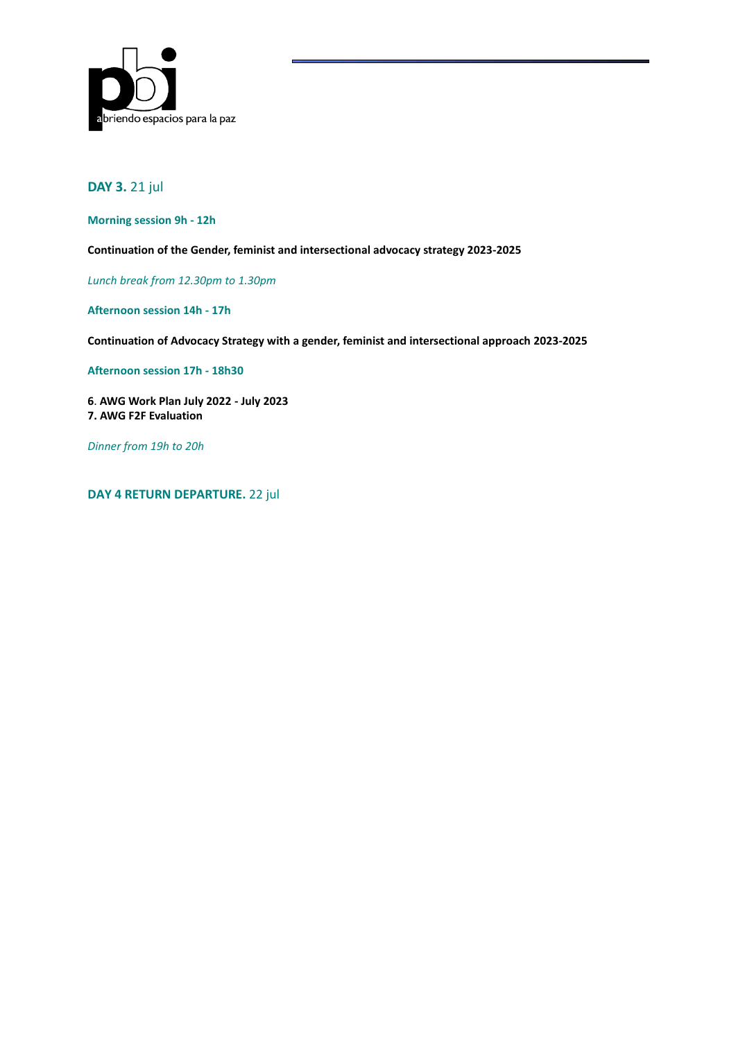## **DAY 3.** 21 jul

**Morning session 9h - 12h**

**Continuation of the Gender, feminist and intersectional advocacy strategy 2023-2025**

*Lunch break from 12.30pm to 1.30pm*

**Afternoon session 14h - 17h**

**Continuation of Advocacy Strategy with a gender, feminist and intersectional approach 2023-2025**

**Afternoon session 17h - 18h30**

6. **AWG Work Plan July 2022 - July 2023**
**7. AWG F2F Evaluation**

*Dinner from 19h to 20h*

## **DAY 4 RETURN DEPARTURE.** 22 jul